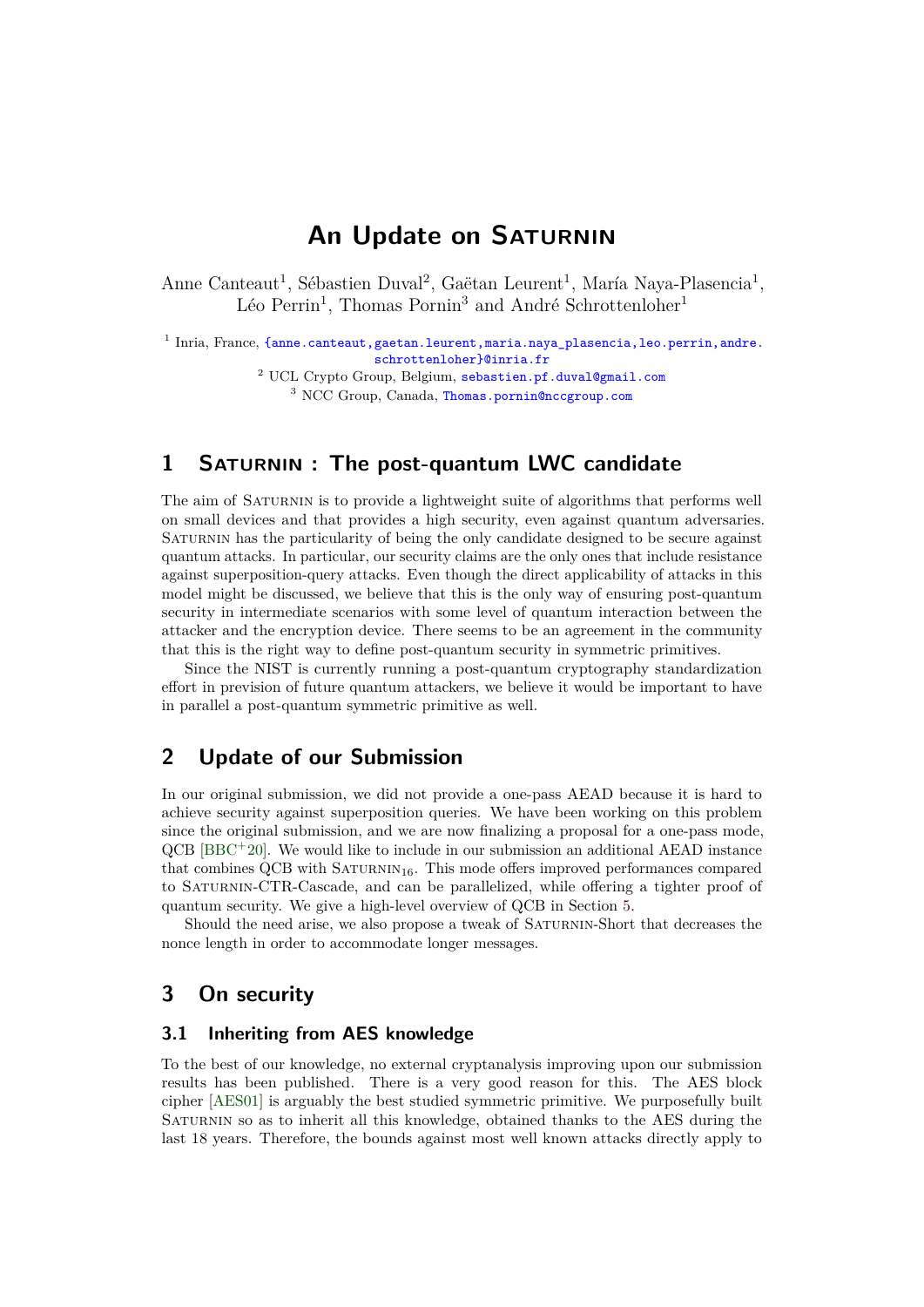# An Update on Saturnin

Anne Canteaut[1], Sébastien Duval[2], Gaëtan Leurent[1], María Naya-Plasencia[1], Léo Perrin[1], Thomas Pornin[3] and André Schrottenloher[1]

[1] Inria, France, {anne.canteaut,gaetan.leurent,maria.naya_plasencia,leo.perrin,andre.schrottenloher}@inria.fr

[2] UCL Crypto Group, Belgium, sebastien.pf.duval@gmail.com

[3] NCC Group, Canada, Thomas.pornin@nccgroup.com

## 1 Saturnin : The post-quantum LWC candidate

The aim of Saturnin is to provide a lightweight suite of algorithms that performs well on small devices and that provides a high security, even against quantum adversaries. Saturnin has the particularity of being the only candidate designed to be secure against quantum attacks. In particular, our security claims are the only ones that include resistance against superposition-query attacks. Even though the direct applicability of attacks in this model might be discussed, we believe that this is the only way of ensuring post-quantum security in intermediate scenarios with some level of quantum interaction between the attacker and the encryption device. There seems to be an agreement in the community that this is the right way to define post-quantum security in symmetric primitives.

Since the NIST is currently running a post-quantum cryptography standardization effort in prevision of future quantum attackers, we believe it would be important to have in parallel a post-quantum symmetric primitive as well.

## 2 Update of our Submission

In our original submission, we did not provide a one-pass AEAD because it is hard to achieve security against superposition queries. We have been working on this problem since the original submission, and we are now finalizing a proposal for a one-pass mode, QCB [BBC+20]. We would like to include in our submission an additional AEAD instance that combines QCB with $\text{Saturnin}_{16}$. This mode offers improved performances compared to Saturnin-CTR-Cascade, and can be parallelized, while offering a tighter proof of quantum security. We give a high-level overview of QCB in Section 5.

Should the need arise, we also propose a tweak of Saturnin-Short that decreases the nonce length in order to accommodate longer messages.

## 3 On security

### 3.1 Inheriting from AES knowledge

To the best of our knowledge, no external cryptanalysis improving upon our submission results has been published. There is a very good reason for this. The AES block cipher [AES01] is arguably the best studied symmetric primitive. We purposefully built Saturnin so as to inherit all this knowledge, obtained thanks to the AES during the last 18 years. Therefore, the bounds against most well known attacks directly apply to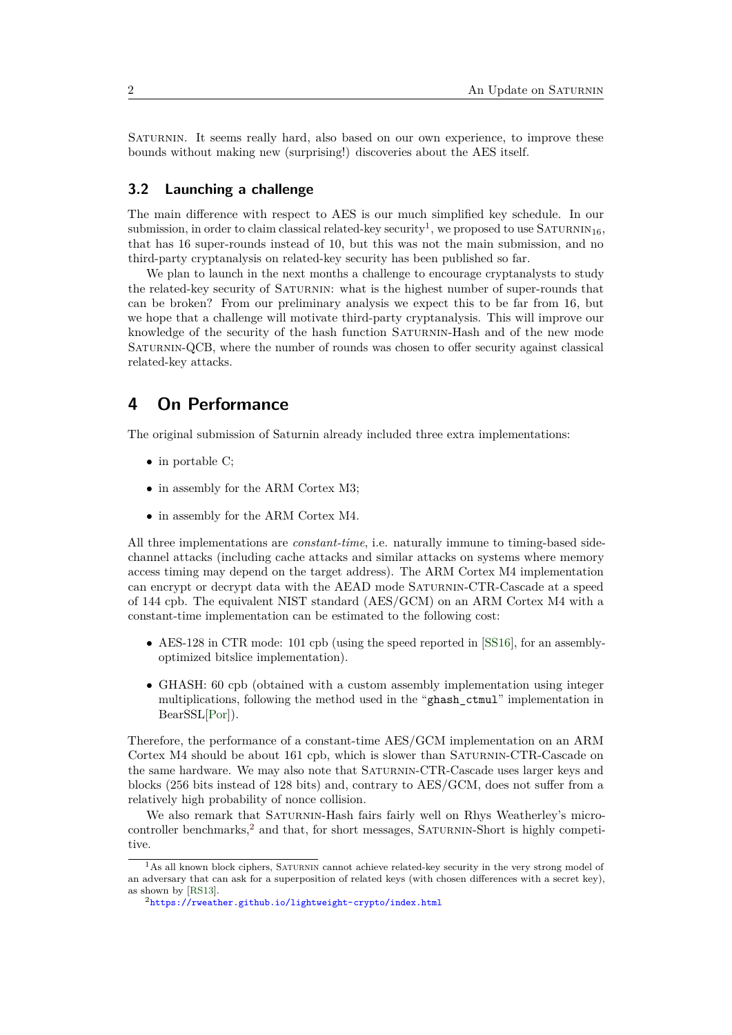SATURNIN. It seems really hard, also based on our own experience, to improve these bounds without making new (surprising!) discoveries about the AES itself.

### 3.2 Launching a challenge

The main difference with respect to AES is our much simplified key schedule. In our submission, in order to claim classical related-key security[1], we proposed to use SATURNIN$_{16}$, that has 16 super-rounds instead of 10, but this was not the main submission, and no third-party cryptanalysis on related-key security has been published so far.

We plan to launch in the next months a challenge to encourage cryptanalysts to study the related-key security of SATURNIN: what is the highest number of super-rounds that can be broken? From our preliminary analysis we expect this to be far from 16, but we hope that a challenge will motivate third-party cryptanalysis. This will improve our knowledge of the security of the hash function SATURNIN-Hash and of the new mode SATURNIN-QCB, where the number of rounds was chosen to offer security against classical related-key attacks.

## 4 On Performance

The original submission of Saturnin already included three extra implementations:

- in portable C;
- in assembly for the ARM Cortex M3;
- in assembly for the ARM Cortex M4.

All three implementations are *constant-time*, i.e. naturally immune to timing-based side-channel attacks (including cache attacks and similar attacks on systems where memory access timing may depend on the target address). The ARM Cortex M4 implementation can encrypt or decrypt data with the AEAD mode SATURNIN-CTR-Cascade at a speed of 144 cpb. The equivalent NIST standard (AES/GCM) on an ARM Cortex M4 with a constant-time implementation can be estimated to the following cost:

- AES-128 in CTR mode: 101 cpb (using the speed reported in [SS16], for an assembly-optimized bitslice implementation).
- GHASH: 60 cpb (obtained with a custom assembly implementation using integer multiplications, following the method used in the "`ghash_ctmul`" implementation in BearSSL[Por]).

Therefore, the performance of a constant-time AES/GCM implementation on an ARM Cortex M4 should be about 161 cpb, which is slower than SATURNIN-CTR-Cascade on the same hardware. We may also note that SATURNIN-CTR-Cascade uses larger keys and blocks (256 bits instead of 128 bits) and, contrary to AES/GCM, does not suffer from a relatively high probability of nonce collision.

We also remark that SATURNIN-Hash fairs fairly well on Rhys Weatherley's micro-controller benchmarks,[2] and that, for short messages, SATURNIN-Short is highly competitive.

---

[1] As all known block ciphers, SATURNIN cannot achieve related-key security in the very strong model of an adversary that can ask for a superposition of related keys (with chosen differences with a secret key), as shown by [RS13].

[2] https://rweather.github.io/lightweight-crypto/index.html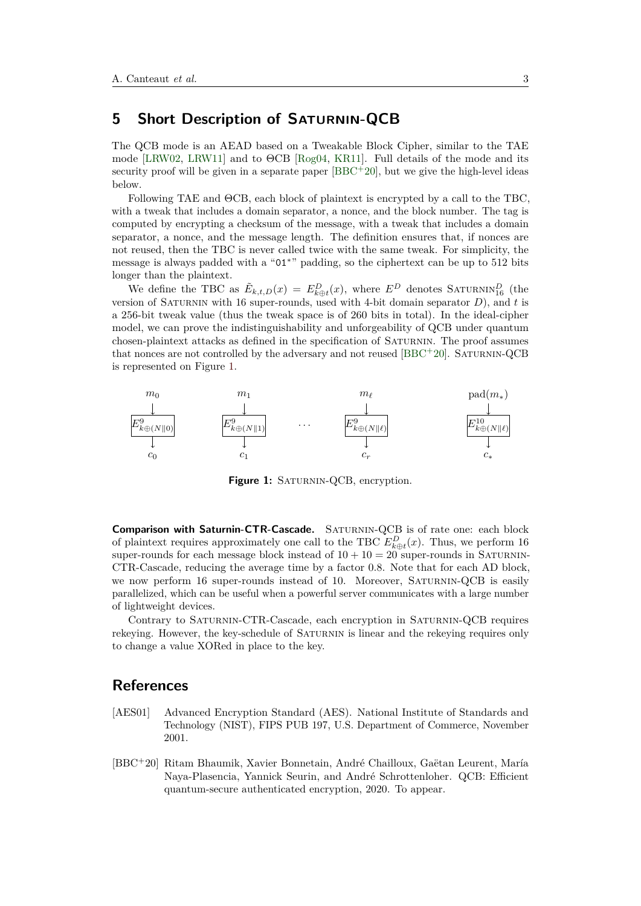## 5 Short Description of Saturnin-QCB

The QCB mode is an AEAD based on a Tweakable Block Cipher, similar to the TAE mode [LRW02, LRW11] and to ΘCB [Rog04, KR11]. Full details of the mode and its security proof will be given in a separate paper [BBC+20], but we give the high-level ideas below.

Following TAE and ΘCB, each block of plaintext is encrypted by a call to the TBC, with a tweak that includes a domain separator, a nonce, and the block number. The tag is computed by encrypting a checksum of the message, with a tweak that includes a domain separator, a nonce, and the message length. The definition ensures that, if nonces are not reused, then the TBC is never called twice with the same tweak. For simplicity, the message is always padded with a "`01*`" padding, so the ciphertext can be up to 512 bits longer than the plaintext.

We define the TBC as $\tilde{E}_{k,t,D}(x) = E^D_{k \oplus t}(x)$, where $E^D$ denotes $\text{Saturnin}^D_{16}$ (the version of Saturnin with 16 super-rounds, used with 4-bit domain separator $D$), and $t$ is a 256-bit tweak value (thus the tweak space is of 260 bits in total). In the ideal-cipher model, we can prove the indistinguishability and unforgeability of QCB under quantum chosen-plaintext attacks as defined in the specification of Saturnin. The proof assumes that nonces are not controlled by the adversary and not reused [BBC+20]. Saturnin-QCB is represented on Figure 1.

$m_0$ → $E^9_{k\oplus(N\|0)}$ → $c_0$

$m_1$ → $E^9_{k\oplus(N\|1)}$ → $c_1$

...

$m_\ell$ → $E^9_{k\oplus(N\|\ell)}$ → $c_r$

$\text{pad}(m_*)$ → $E^{10}_{k\oplus(N\|\ell)}$ → $c_*$

**Figure 1:** Saturnin-QCB, encryption.

**Comparison with Saturnin-CTR-Cascade.** Saturnin-QCB is of rate one: each block of plaintext requires approximately one call to the TBC $E^D_{k\oplus t}(x)$. Thus, we perform 16 super-rounds for each message block instead of $10 + 10 = 20$ super-rounds in Saturnin-CTR-Cascade, reducing the average time by a factor 0.8. Note that for each AD block, we now perform 16 super-rounds instead of 10. Moreover, Saturnin-QCB is easily parallelized, which can be useful when a powerful server communicates with a large number of lightweight devices.

Contrary to Saturnin-CTR-Cascade, each encryption in Saturnin-QCB requires rekeying. However, the key-schedule of Saturnin is linear and the rekeying requires only to change a value XORed in place to the key.

## References

[AES01] Advanced Encryption Standard (AES). National Institute of Standards and Technology (NIST), FIPS PUB 197, U.S. Department of Commerce, November 2001.

[BBC+20] Ritam Bhaumik, Xavier Bonnetain, André Chailloux, Gaëtan Leurent, María Naya-Plasencia, Yannick Seurin, and André Schrottenloher. QCB: Efficient quantum-secure authenticated encryption, 2020. To appear.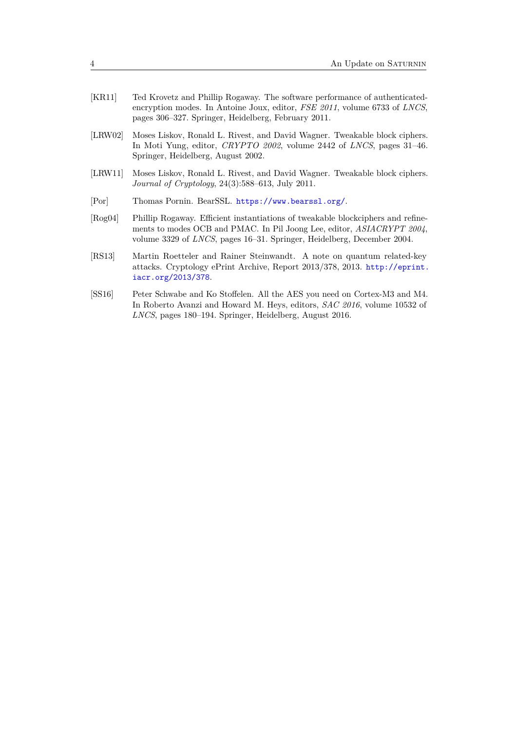[KR11] Ted Krovetz and Phillip Rogaway. The software performance of authenticated-encryption modes. In Antoine Joux, editor, *FSE 2011*, volume 6733 of *LNCS*, pages 306–327. Springer, Heidelberg, February 2011.

[LRW02] Moses Liskov, Ronald L. Rivest, and David Wagner. Tweakable block ciphers. In Moti Yung, editor, *CRYPTO 2002*, volume 2442 of *LNCS*, pages 31–46. Springer, Heidelberg, August 2002.

[LRW11] Moses Liskov, Ronald L. Rivest, and David Wagner. Tweakable block ciphers. *Journal of Cryptology*, 24(3):588–613, July 2011.

[Por] Thomas Pornin. BearSSL. https://www.bearssl.org/.

[Rog04] Phillip Rogaway. Efficient instantiations of tweakable blockciphers and refinements to modes OCB and PMAC. In Pil Joong Lee, editor, *ASIACRYPT 2004*, volume 3329 of *LNCS*, pages 16–31. Springer, Heidelberg, December 2004.

[RS13] Martin Roetteler and Rainer Steinwandt. A note on quantum related-key attacks. Cryptology ePrint Archive, Report 2013/378, 2013. http://eprint.iacr.org/2013/378.

[SS16] Peter Schwabe and Ko Stoffelen. All the AES you need on Cortex-M3 and M4. In Roberto Avanzi and Howard M. Heys, editors, *SAC 2016*, volume 10532 of *LNCS*, pages 180–194. Springer, Heidelberg, August 2016.